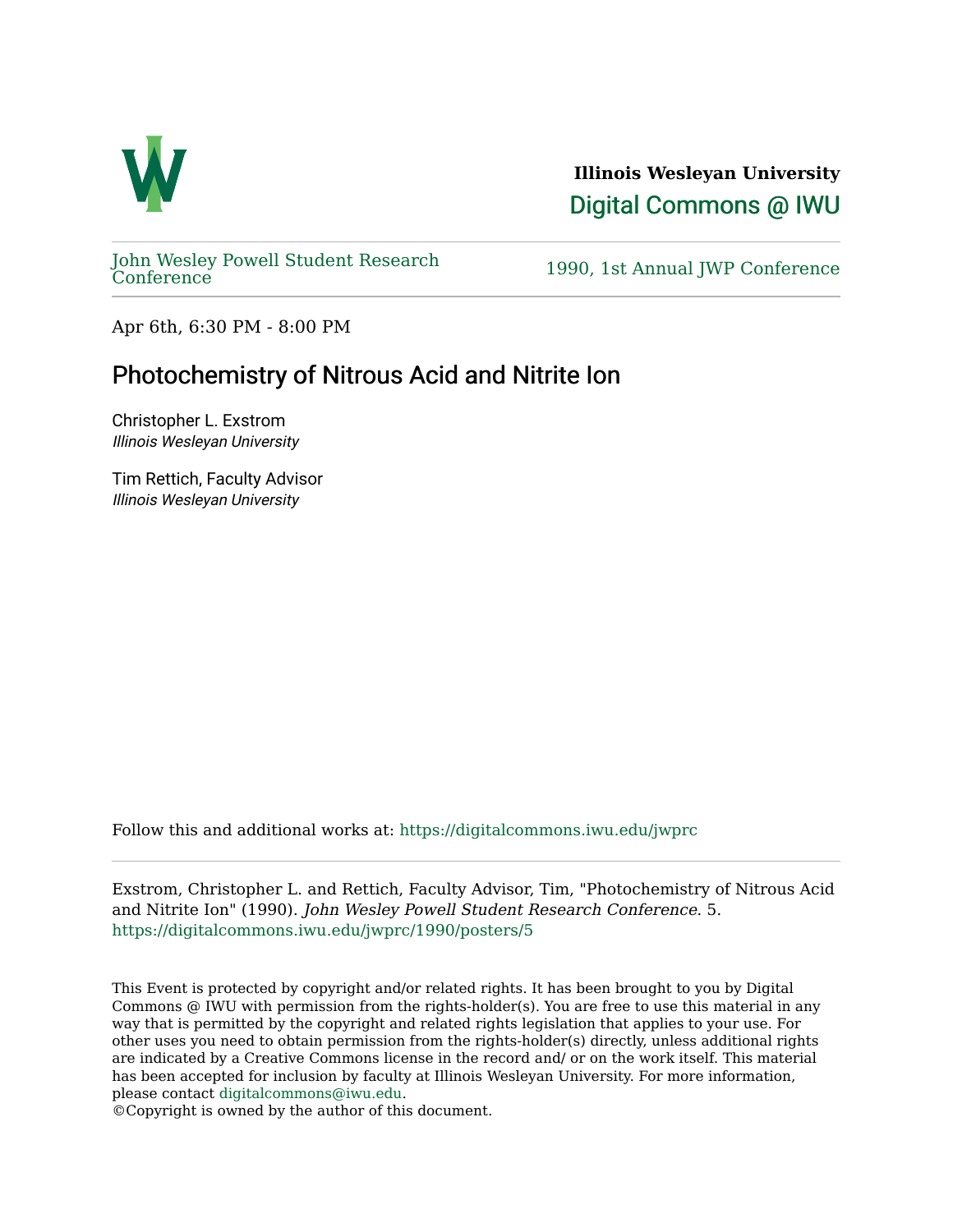**Illinois Wesleyan University**

Digital Commons @ IWU

John Wesley Powell Student Research Conference

1990, 1st Annual JWP Conference

Apr 6th, 6:30 PM - 8:00 PM

# Photochemistry of Nitrous Acid and Nitrite Ion

Christopher L. Exstrom
*Illinois Wesleyan University*

Tim Rettich, Faculty Advisor
*Illinois Wesleyan University*

Follow this and additional works at: https://digitalcommons.iwu.edu/jwprc

Exstrom, Christopher L. and Rettich, Faculty Advisor, Tim, "Photochemistry of Nitrous Acid and Nitrite Ion" (1990). *John Wesley Powell Student Research Conference*. 5.
https://digitalcommons.iwu.edu/jwprc/1990/posters/5

This Event is protected by copyright and/or related rights. It has been brought to you by Digital Commons @ IWU with permission from the rights-holder(s). You are free to use this material in any way that is permitted by the copyright and related rights legislation that applies to your use. For other uses you need to obtain permission from the rights-holder(s) directly, unless additional rights are indicated by a Creative Commons license in the record and/ or on the work itself. This material has been accepted for inclusion by faculty at Illinois Wesleyan University. For more information, please contact digitalcommons@iwu.edu.
©Copyright is owned by the author of this document.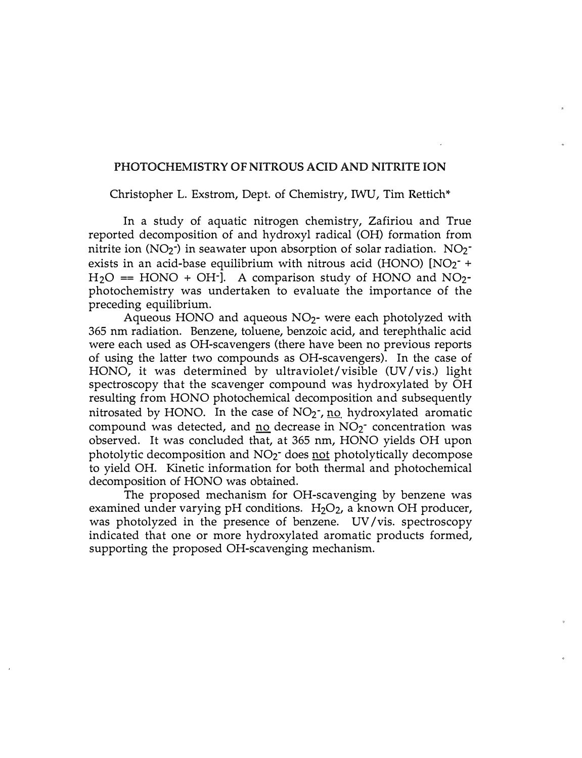# PHOTOCHEMISTRY OF NITROUS ACID AND NITRITE ION

Christopher L. Exstrom, Dept. of Chemistry, IWU, Tim Rettich*

In a study of aquatic nitrogen chemistry, Zafiriou and True reported decomposition of and hydroxyl radical (OH) formation from nitrite ion ($NO_2^-$) in seawater upon absorption of solar radiation. $NO_2^-$ exists in an acid-base equilibrium with nitrous acid (HONO) [$NO_2^- + H_2O$ == HONO + $OH^-$]. A comparison study of HONO and $NO_2$- photochemistry was undertaken to evaluate the importance of the preceding equilibrium.

Aqueous HONO and aqueous $NO_2$- were each photolyzed with 365 nm radiation. Benzene, toluene, benzoic acid, and terephthalic acid were each used as OH-scavengers (there have been no previous reports of using the latter two compounds as OH-scavengers). In the case of HONO, it was determined by ultraviolet/visible (UV/vis.) light spectroscopy that the scavenger compound was hydroxylated by OH resulting from HONO photochemical decomposition and subsequently nitrosated by HONO. In the case of $NO_2^-$, no hydroxylated aromatic compound was detected, and no decrease in $NO_2^-$ concentration was observed. It was concluded that, at 365 nm, HONO yields OH upon photolytic decomposition and $NO_2^-$ does not photolytically decompose to yield OH. Kinetic information for both thermal and photochemical decomposition of HONO was obtained.

The proposed mechanism for OH-scavenging by benzene was examined under varying pH conditions. $H_2O_2$, a known OH producer, was photolyzed in the presence of benzene. UV/vis. spectroscopy indicated that one or more hydroxylated aromatic products formed, supporting the proposed OH-scavenging mechanism.